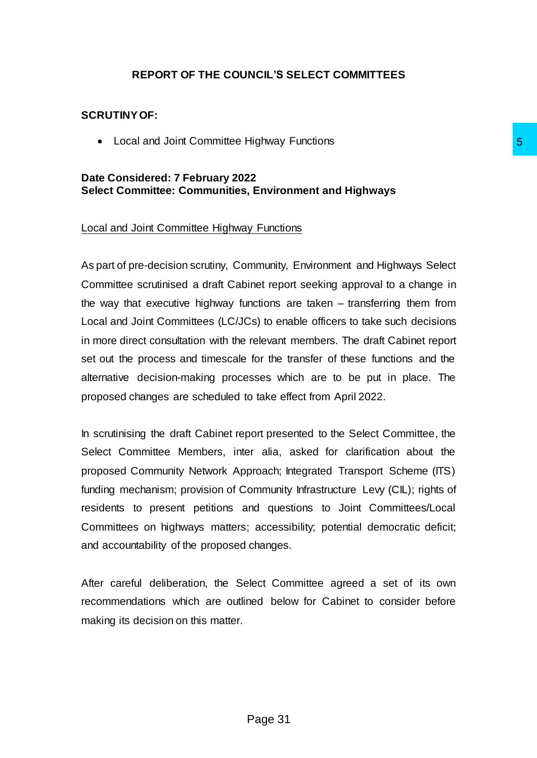# REPORT OF THE COUNCIL'S SELECT COMMITTEES

**SCRUTINY OF:**

- Local and Joint Committee Highway Functions

**Date Considered: 7 February 2022**
**Select Committee: Communities, Environment and Highways**

Local and Joint Committee Highway Functions

As part of pre-decision scrutiny, Community, Environment and Highways Select Committee scrutinised a draft Cabinet report seeking approval to a change in the way that executive highway functions are taken – transferring them from Local and Joint Committees (LC/JCs) to enable officers to take such decisions in more direct consultation with the relevant members. The draft Cabinet report set out the process and timescale for the transfer of these functions and the alternative decision-making processes which are to be put in place. The proposed changes are scheduled to take effect from April 2022.

In scrutinising the draft Cabinet report presented to the Select Committee, the Select Committee Members, inter alia, asked for clarification about the proposed Community Network Approach; Integrated Transport Scheme (ITS) funding mechanism; provision of Community Infrastructure Levy (CIL); rights of residents to present petitions and questions to Joint Committees/Local Committees on highways matters; accessibility; potential democratic deficit; and accountability of the proposed changes.

After careful deliberation, the Select Committee agreed a set of its own recommendations which are outlined below for Cabinet to consider before making its decision on this matter.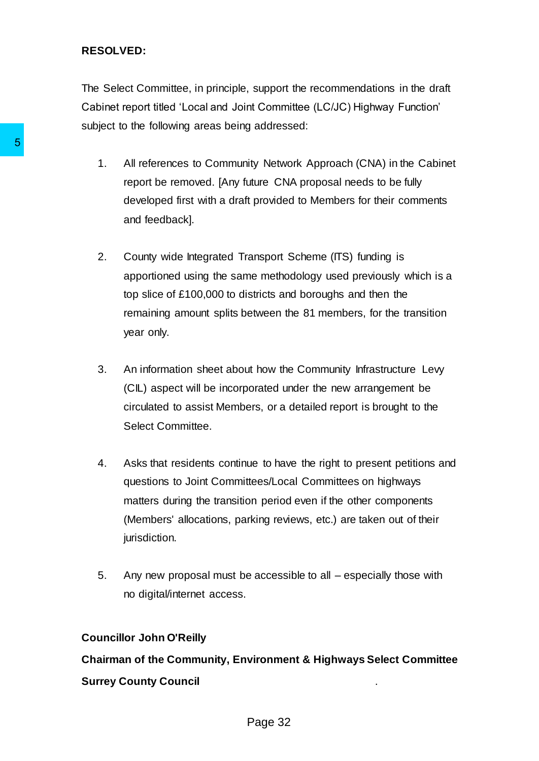**RESOLVED:**

The Select Committee, in principle, support the recommendations in the draft Cabinet report titled 'Local and Joint Committee (LC/JC) Highway Function' subject to the following areas being addressed:

1. All references to Community Network Approach (CNA) in the Cabinet report be removed. [Any future CNA proposal needs to be fully developed first with a draft provided to Members for their comments and feedback].

2. County wide Integrated Transport Scheme (ITS) funding is apportioned using the same methodology used previously which is a top slice of £100,000 to districts and boroughs and then the remaining amount splits between the 81 members, for the transition year only.

3. An information sheet about how the Community Infrastructure Levy (CIL) aspect will be incorporated under the new arrangement be circulated to assist Members, or a detailed report is brought to the Select Committee.

4. Asks that residents continue to have the right to present petitions and questions to Joint Committees/Local Committees on highways matters during the transition period even if the other components (Members' allocations, parking reviews, etc.) are taken out of their jurisdiction.

5. Any new proposal must be accessible to all – especially those with no digital/internet access.

**Councillor John O'Reilly**

**Chairman of the Community, Environment & Highways Select Committee**

**Surrey County Council**